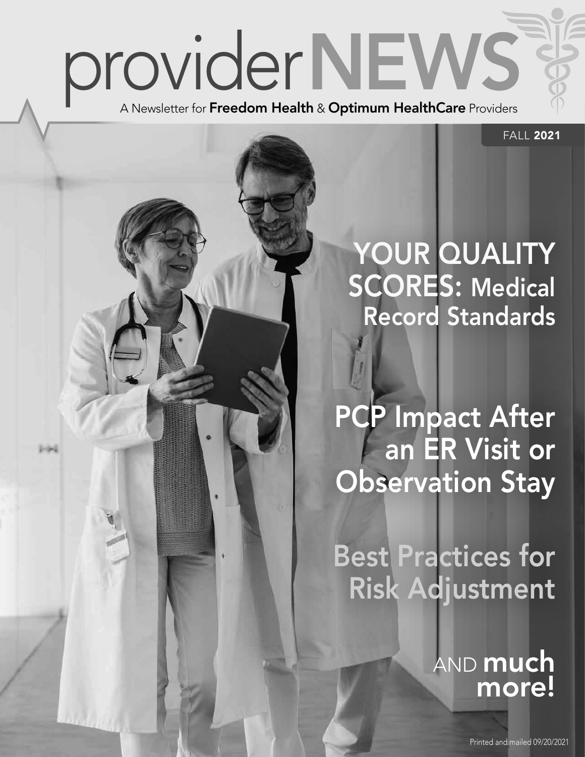# providerNEWS

A Newsletter for **Freedom Health** & **Optimum HealthCare** Providers

FALL **2021**

## YOUR QUALITY SCORES: Medical Record Standards

## PCP Impact After an ER Visit or Observation Stay

## Best Practices for Risk Adjustment

AND **much more!**

Printed and mailed 09/20/2021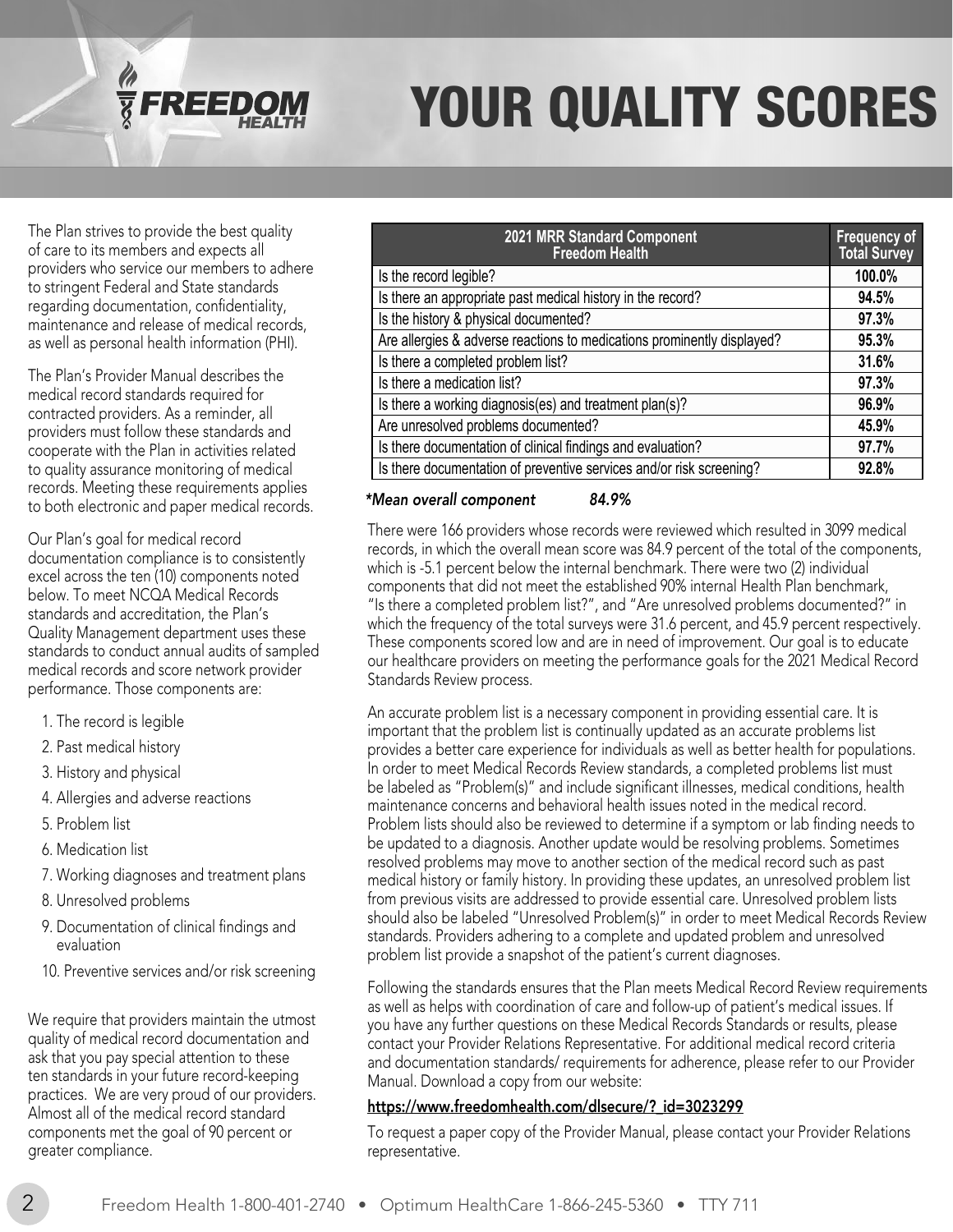# YOUR QUALITY SCORES

The Plan strives to provide the best quality of care to its members and expects all providers who service our members to adhere to stringent Federal and State standards regarding documentation, confidentiality, maintenance and release of medical records, as well as personal health information (PHI).

The Plan's Provider Manual describes the medical record standards required for contracted providers. As a reminder, all providers must follow these standards and cooperate with the Plan in activities related to quality assurance monitoring of medical records. Meeting these requirements applies to both electronic and paper medical records.

Our Plan's goal for medical record documentation compliance is to consistently excel across the ten (10) components noted below. To meet NCQA Medical Records standards and accreditation, the Plan's Quality Management department uses these standards to conduct annual audits of sampled medical records and score network provider performance. Those components are:

1. The record is legible
2. Past medical history
3. History and physical
4. Allergies and adverse reactions
5. Problem list
6. Medication list
7. Working diagnoses and treatment plans
8. Unresolved problems
9. Documentation of clinical findings and evaluation
10. Preventive services and/or risk screening

We require that providers maintain the utmost quality of medical record documentation and ask that you pay special attention to these ten standards in your future record-keeping practices. We are very proud of our providers. Almost all of the medical record standard components met the goal of 90 percent or greater compliance.

| 2021 MRR Standard Component Freedom Health | Frequency of Total Survey |
|---|---|
| Is the record legible? | **100.0%** |
| Is there an appropriate past medical history in the record? | **94.5%** |
| Is the history & physical documented? | **97.3%** |
| Are allergies & adverse reactions to medications prominently displayed? | **95.3%** |
| Is there a completed problem list? | **31.6%** |
| Is there a medication list? | **97.3%** |
| Is there a working diagnosis(es) and treatment plan(s)? | **96.9%** |
| Are unresolved problems documented? | **45.9%** |
| Is there documentation of clinical findings and evaluation? | **97.7%** |
| Is there documentation of preventive services and/or risk screening? | **92.8%** |

***Mean overall component 84.9%***

There were 166 providers whose records were reviewed which resulted in 3099 medical records, in which the overall mean score was 84.9 percent of the total of the components, which is -5.1 percent below the internal benchmark. There were two (2) individual components that did not meet the established 90% internal Health Plan benchmark, "Is there a completed problem list?", and "Are unresolved problems documented?" in which the frequency of the total surveys were 31.6 percent, and 45.9 percent respectively. These components scored low and are in need of improvement. Our goal is to educate our healthcare providers on meeting the performance goals for the 2021 Medical Record Standards Review process.

An accurate problem list is a necessary component in providing essential care. It is important that the problem list is continually updated as an accurate problems list provides a better care experience for individuals as well as better health for populations. In order to meet Medical Records Review standards, a completed problems list must be labeled as "Problem(s)" and include significant illnesses, medical conditions, health maintenance concerns and behavioral health issues noted in the medical record. Problem lists should also be reviewed to determine if a symptom or lab finding needs to be updated to a diagnosis. Another update would be resolving problems. Sometimes resolved problems may move to another section of the medical record such as past medical history or family history. In providing these updates, an unresolved problem list from previous visits are addressed to provide essential care. Unresolved problem lists should also be labeled "Unresolved Problem(s)" in order to meet Medical Records Review standards. Providers adhering to a complete and updated problem and unresolved problem list provide a snapshot of the patient's current diagnoses.

Following the standards ensures that the Plan meets Medical Record Review requirements as well as helps with coordination of care and follow-up of patient's medical issues. If you have any further questions on these Medical Records Standards or results, please contact your Provider Relations Representative. For additional medical record criteria and documentation standards/ requirements for adherence, please refer to our Provider Manual. Download a copy from our website:

**https://www.freedomhealth.com/dlsecure/?_id=3023299**

To request a paper copy of the Provider Manual, please contact your Provider Relations representative.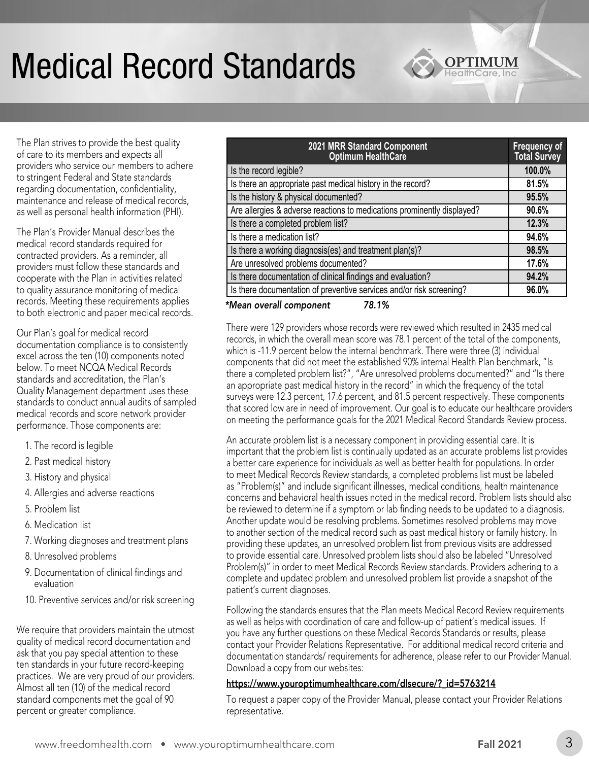# Medical Record Standards

The Plan strives to provide the best quality of care to its members and expects all providers who service our members to adhere to stringent Federal and State standards regarding documentation, confidentiality, maintenance and release of medical records, as well as personal health information (PHI).

The Plan's Provider Manual describes the medical record standards required for contracted providers. As a reminder, all providers must follow these standards and cooperate with the Plan in activities related to quality assurance monitoring of medical records. Meeting these requirements applies to both electronic and paper medical records.

Our Plan's goal for medical record documentation compliance is to consistently excel across the ten (10) components noted below. To meet NCQA Medical Records standards and accreditation, the Plan's Quality Management department uses these standards to conduct annual audits of sampled medical records and score network provider performance. Those components are:

1. The record is legible
2. Past medical history
3. History and physical
4. Allergies and adverse reactions
5. Problem list
6. Medication list
7. Working diagnoses and treatment plans
8. Unresolved problems
9. Documentation of clinical findings and evaluation
10. Preventive services and/or risk screening

We require that providers maintain the utmost quality of medical record documentation and ask that you pay special attention to these ten standards in your future record-keeping practices. We are very proud of our providers. Almost all ten (10) of the medical record standard components met the goal of 90 percent or greater compliance.

| 2021 MRR Standard Component Optimum HealthCare | Frequency of Total Survey |
|---|---|
| Is the record legible? | **100.0%** |
| Is there an appropriate past medical history in the record? | **81.5%** |
| Is the history & physical documented? | **95.5%** |
| Are allergies & adverse reactions to medications prominently displayed? | **90.6%** |
| Is there a completed problem list? | **12.3%** |
| Is there a medication list? | **94.6%** |
| Is there a working diagnosis(es) and treatment plan(s)? | **98.5%** |
| Are unresolved problems documented? | **17.6%** |
| Is there documentation of clinical findings and evaluation? | **94.2%** |
| Is there documentation of preventive services and/or risk screening? | **96.0%** |

*\*Mean overall component 78.1%*

There were 129 providers whose records were reviewed which resulted in 2435 medical records, in which the overall mean score was 78.1 percent of the total of the components, which is -11.9 percent below the internal benchmark. There were three (3) individual components that did not meet the established 90% internal Health Plan benchmark, "Is there a completed problem list?", "Are unresolved problems documented?" and "Is there an appropriate past medical history in the record" in which the frequency of the total surveys were 12.3 percent, 17.6 percent, and 81.5 percent respectively. These components that scored low are in need of improvement. Our goal is to educate our healthcare providers on meeting the performance goals for the 2021 Medical Record Standards Review process.

An accurate problem list is a necessary component in providing essential care. It is important that the problem list is continually updated as an accurate problems list provides a better care experience for individuals as well as better health for populations. In order to meet Medical Records Review standards, a completed problems list must be labeled as "Problem(s)" and include significant illnesses, medical conditions, health maintenance concerns and behavioral health issues noted in the medical record. Problem lists should also be reviewed to determine if a symptom or lab finding needs to be updated to a diagnosis. Another update would be resolving problems. Sometimes resolved problems may move to another section of the medical record such as past medical history or family history. In providing these updates, an unresolved problem list from previous visits are addressed to provide essential care. Unresolved problem lists should also be labeled "Unresolved Problem(s)" in order to meet Medical Records Review standards. Providers adhering to a complete and updated problem and unresolved problem list provide a snapshot of the patient's current diagnoses.

Following the standards ensures that the Plan meets Medical Record Review requirements as well as helps with coordination of care and follow-up of patient's medical issues. If you have any further questions on these Medical Records Standards or results, please contact your Provider Relations Representative. For additional medical record criteria and documentation standards/ requirements for adherence, please refer to our Provider Manual. Download a copy from our websites:

**https://www.youroptimumhealthcare.com/dlsecure/?_id=5763214**

To request a paper copy of the Provider Manual, please contact your Provider Relations representative.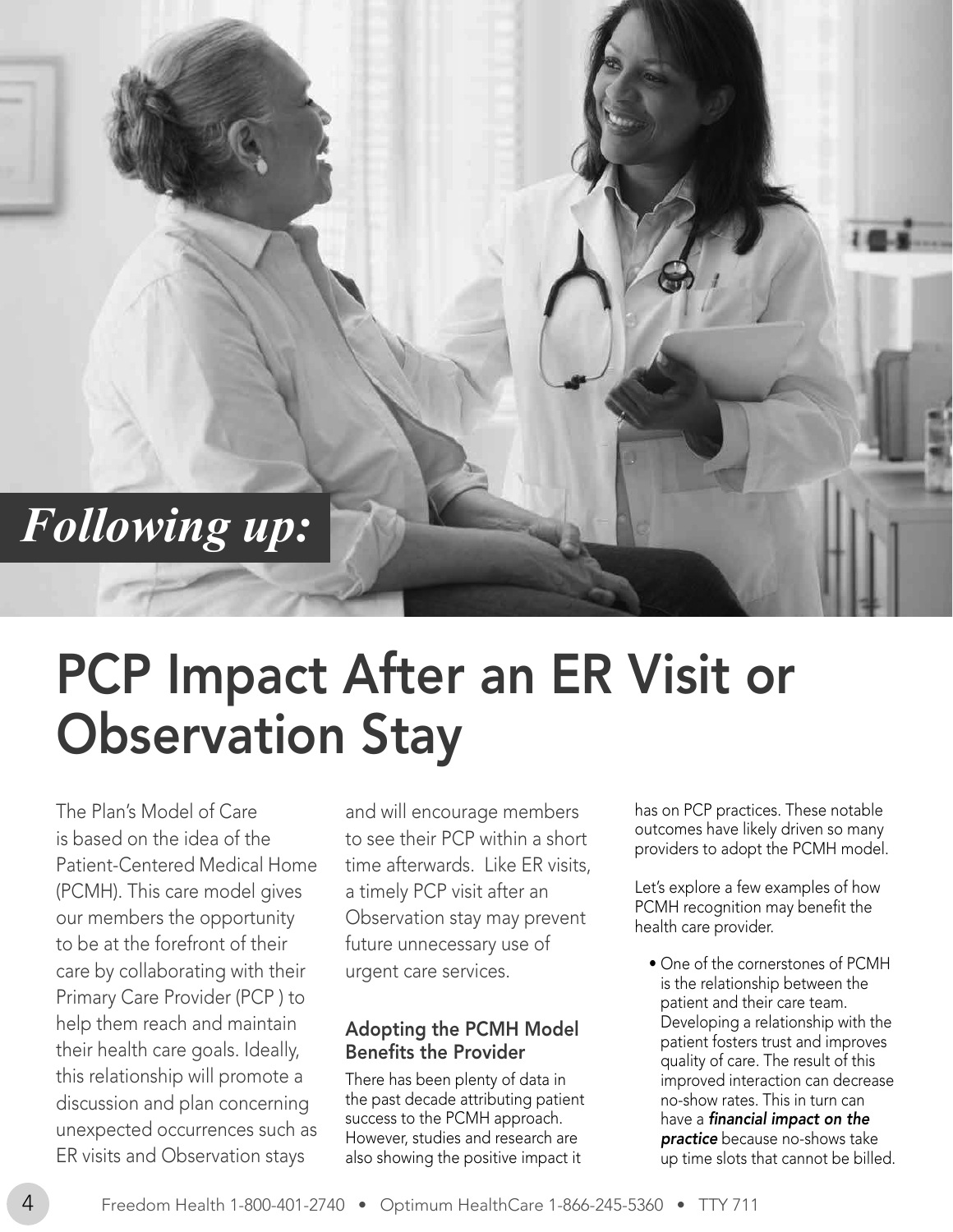*Following up:*

# PCP Impact After an ER Visit or Observation Stay

The Plan's Model of Care is based on the idea of the Patient-Centered Medical Home (PCMH). This care model gives our members the opportunity to be at the forefront of their care by collaborating with their Primary Care Provider (PCP ) to help them reach and maintain their health care goals. Ideally, this relationship will promote a discussion and plan concerning unexpected occurrences such as ER visits and Observation stays and will encourage members to see their PCP within a short time afterwards. Like ER visits, a timely PCP visit after an Observation stay may prevent future unnecessary use of urgent care services.

### Adopting the PCMH Model Benefits the Provider

There has been plenty of data in the past decade attributing patient success to the PCMH approach. However, studies and research are also showing the positive impact it has on PCP practices. These notable outcomes have likely driven so many providers to adopt the PCMH model.

Let's explore a few examples of how PCMH recognition may benefit the health care provider.

- One of the cornerstones of PCMH is the relationship between the patient and their care team. Developing a relationship with the patient fosters trust and improves quality of care. The result of this improved interaction can decrease no-show rates. This in turn can have a ***financial impact on the practice*** because no-shows take up time slots that cannot be billed.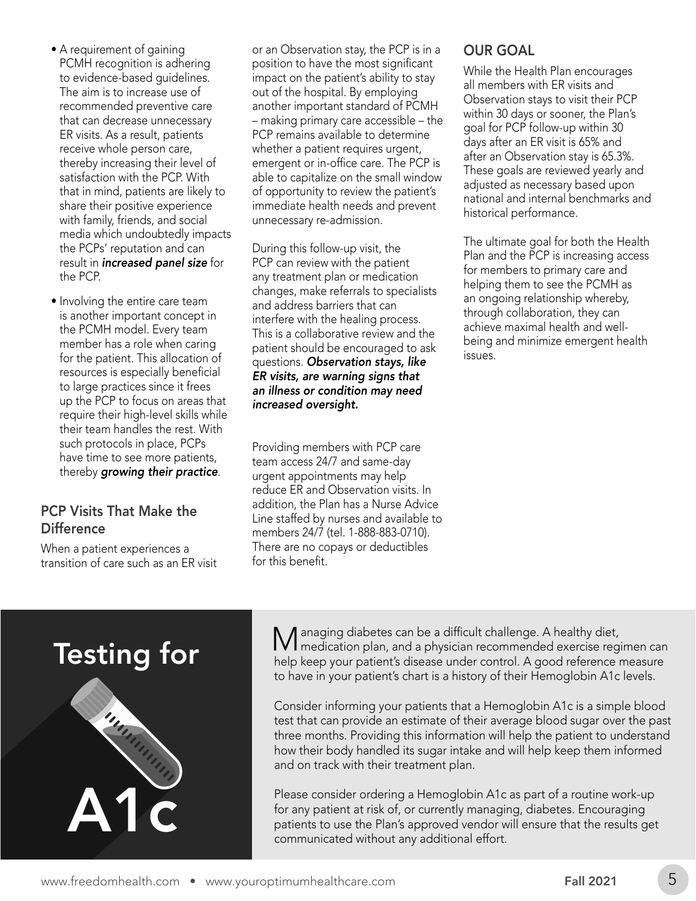- A requirement of gaining PCMH recognition is adhering to evidence-based guidelines. The aim is to increase use of recommended preventive care that can decrease unnecessary ER visits. As a result, patients receive whole person care, thereby increasing their level of satisfaction with the PCP. With that in mind, patients are likely to share their positive experience with family, friends, and social media which undoubtedly impacts the PCPs' reputation and can result in ***increased panel size*** for the PCP.
- Involving the entire care team is another important concept in the PCMH model. Every team member has a role when caring for the patient. This allocation of resources is especially beneficial to large practices since it frees up the PCP to focus on areas that require their high-level skills while their team handles the rest. With such protocols in place, PCPs have time to see more patients, thereby ***growing their practice***.

### PCP Visits That Make the Difference

When a patient experiences a transition of care such as an ER visit or an Observation stay, the PCP is in a position to have the most significant impact on the patient's ability to stay out of the hospital. By employing another important standard of PCMH – making primary care accessible – the PCP remains available to determine whether a patient requires urgent, emergent or in-office care. The PCP is able to capitalize on the small window of opportunity to review the patient's immediate health needs and prevent unnecessary re-admission.

During this follow-up visit, the PCP can review with the patient any treatment plan or medication changes, make referrals to specialists and address barriers that can interfere with the healing process. This is a collaborative review and the patient should be encouraged to ask questions. ***Observation stays, like ER visits, are warning signs that an illness or condition may need increased oversight.***

Providing members with PCP care team access 24/7 and same-day urgent appointments may help reduce ER and Observation visits. In addition, the Plan has a Nurse Advice Line staffed by nurses and available to members 24/7 (tel. 1-888-883-0710). There are no copays or deductibles for this benefit.

### OUR GOAL

While the Health Plan encourages all members with ER visits and Observation stays to visit their PCP within 30 days or sooner, the Plan's goal for PCP follow-up within 30 days after an ER visit is 65% and after an Observation stay is 65.3%. These goals are reviewed yearly and adjusted as necessary based upon national and internal benchmarks and historical performance.

The ultimate goal for both the Health Plan and the PCP is increasing access for members to primary care and helping them to see the PCMH as an ongoing relationship whereby, through collaboration, they can achieve maximal health and well-being and minimize emergent health issues.

## Testing for A1c

Managing diabetes can be a difficult challenge. A healthy diet, medication plan, and a physician recommended exercise regimen can help keep your patient's disease under control. A good reference measure to have in your patient's chart is a history of their Hemoglobin A1c levels.

Consider informing your patients that a Hemoglobin A1c is a simple blood test that can provide an estimate of their average blood sugar over the past three months. Providing this information will help the patient to understand how their body handled its sugar intake and will help keep them informed and on track with their treatment plan.

Please consider ordering a Hemoglobin A1c as part of a routine work-up for any patient at risk of, or currently managing, diabetes. Encouraging patients to use the Plan's approved vendor will ensure that the results get communicated without any additional effort.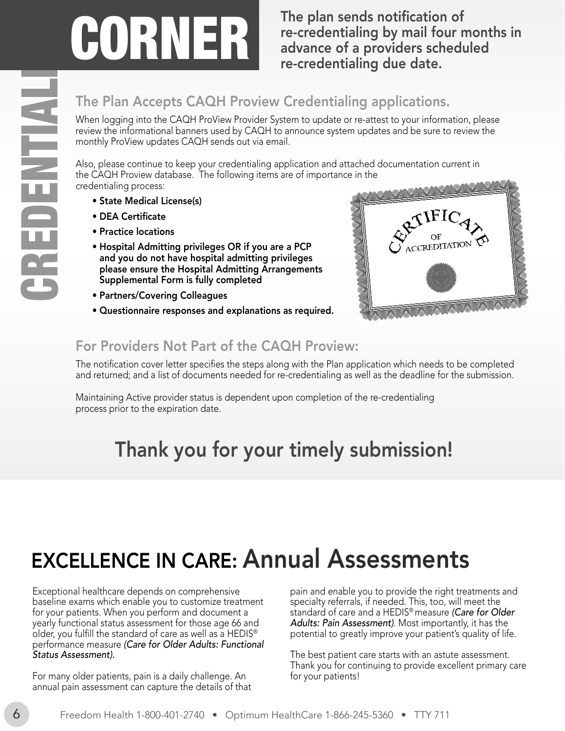# CREDENTIALING CORNER

**The plan sends notification of re-credentialing by mail four months in advance of a providers scheduled re-credentialing due date.**

## The Plan Accepts CAQH Proview Credentialing applications.

When logging into the CAQH ProView Provider System to update or re-attest to your information, please review the informational banners used by CAQH to announce system updates and be sure to review the monthly ProView updates CAQH sends out via email.

Also, please continue to keep your credentialing application and attached documentation current in the CAQH Proview database. The following items are of importance in the credentialing process:

- **State Medical License(s)**
- **DEA Certificate**
- **Practice locations**
- **Hospital Admitting privileges OR if you are a PCP and you do not have hospital admitting privileges please ensure the Hospital Admitting Arrangements Supplemental Form is fully completed**
- **Partners/Covering Colleagues**
- **Questionnaire responses and explanations as required.**

## For Providers Not Part of the CAQH Proview:

The notification cover letter specifies the steps along with the Plan application which needs to be completed and returned; and a list of documents needed for re-credentialing as well as the deadline for the submission.

Maintaining Active provider status is dependent upon completion of the re-credentialing process prior to the expiration date.

## Thank you for your timely submission!

# EXCELLENCE IN CARE: Annual Assessments

Exceptional healthcare depends on comprehensive baseline exams which enable you to customize treatment for your patients. When you perform and document a yearly functional status assessment for those age 66 and older, you fulfill the standard of care as well as a HEDIS® performance measure *(Care for Older Adults: Functional Status Assessment).*

For many older patients, pain is a daily challenge. An annual pain assessment can capture the details of that pain and enable you to provide the right treatments and specialty referrals, if needed. This, too, will meet the standard of care and a HEDIS® measure *(Care for Older Adults: Pain Assessment)*. Most importantly, it has the potential to greatly improve your patient's quality of life.

The best patient care starts with an astute assessment. Thank you for continuing to provide excellent primary care for your patients!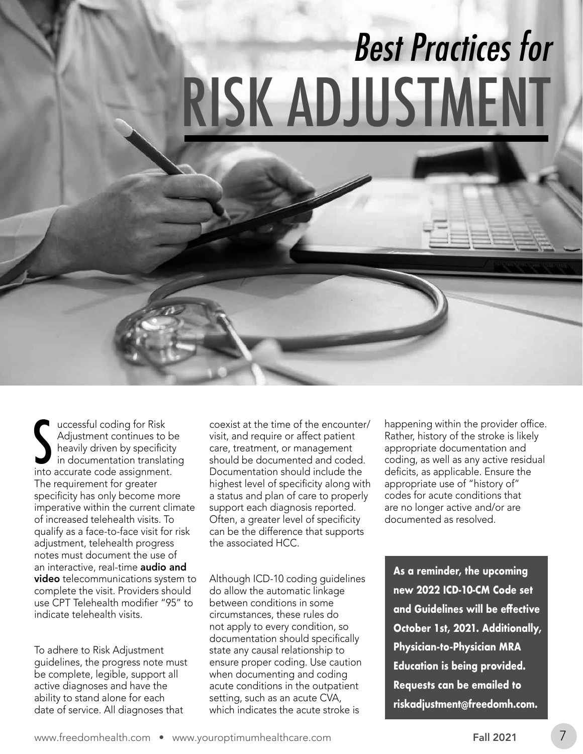# Best Practices for RISK ADJUSTMENT

Successful coding for Risk Adjustment continues to be heavily driven by specificity in documentation translating into accurate code assignment. The requirement for greater specificity has only become more imperative within the current climate of increased telehealth visits. To qualify as a face-to-face visit for risk adjustment, telehealth progress notes must document the use of an interactive, real-time **audio and video** telecommunications system to complete the visit. Providers should use CPT Telehealth modifier "95" to indicate telehealth visits.

To adhere to Risk Adjustment guidelines, the progress note must be complete, legible, support all active diagnoses and have the ability to stand alone for each date of service. All diagnoses that coexist at the time of the encounter/visit, and require or affect patient care, treatment, or management should be documented and coded. Documentation should include the highest level of specificity along with a status and plan of care to properly support each diagnosis reported. Often, a greater level of specificity can be the difference that supports the associated HCC.

Although ICD-10 coding guidelines do allow the automatic linkage between conditions in some circumstances, these rules do not apply to every condition, so documentation should specifically state any causal relationship to ensure proper coding. Use caution when documenting and coding acute conditions in the outpatient setting, such as an acute CVA, which indicates the acute stroke is happening within the provider office. Rather, history of the stroke is likely appropriate documentation and coding, as well as any active residual deficits, as applicable. Ensure the appropriate use of "history of" codes for acute conditions that are no longer active and/or are documented as resolved.

**As a reminder, the upcoming new 2022 ICD-10-CM Code set and Guidelines will be effective October 1st, 2021. Additionally, Physician-to-Physician MRA Education is being provided. Requests can be emailed to riskadjustment@freedomh.com.**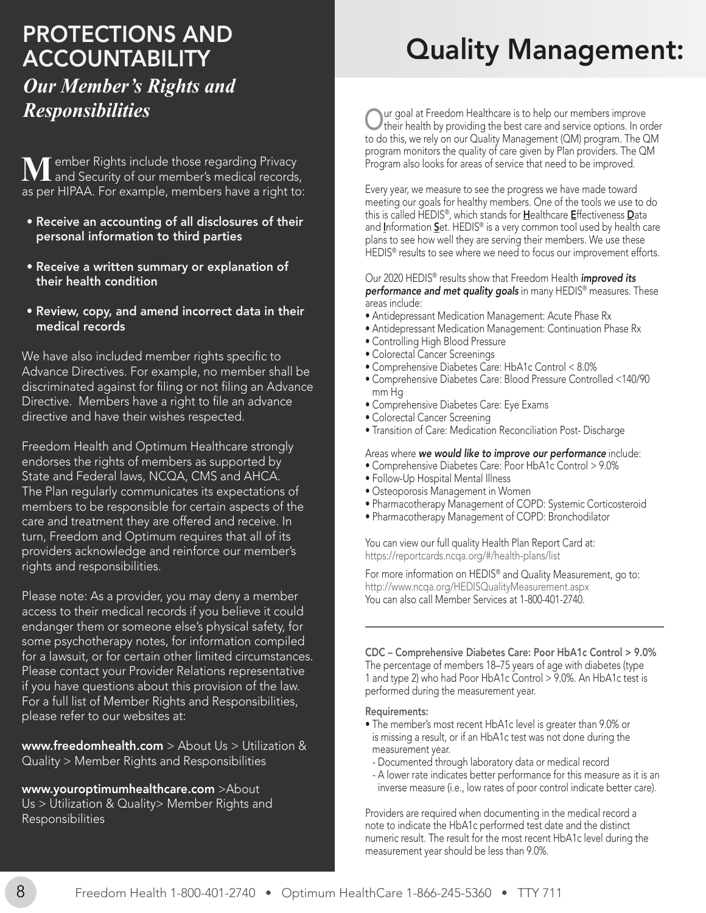# PROTECTIONS AND ACCOUNTABILITY

## *Our Member's Rights and Responsibilities*

Member Rights include those regarding Privacy and Security of our member's medical records, as per HIPAA. For example, members have a right to:

- **Receive an accounting of all disclosures of their personal information to third parties**
- **Receive a written summary or explanation of their health condition**
- **Review, copy, and amend incorrect data in their medical records**

We have also included member rights specific to Advance Directives. For example, no member shall be discriminated against for filing or not filing an Advance Directive. Members have a right to file an advance directive and have their wishes respected.

Freedom Health and Optimum Healthcare strongly endorses the rights of members as supported by State and Federal laws, NCQA, CMS and AHCA. The Plan regularly communicates its expectations of members to be responsible for certain aspects of the care and treatment they are offered and receive. In turn, Freedom and Optimum requires that all of its providers acknowledge and reinforce our member's rights and responsibilities.

Please note: As a provider, you may deny a member access to their medical records if you believe it could endanger them or someone else's physical safety, for some psychotherapy notes, for information compiled for a lawsuit, or for certain other limited circumstances. Please contact your Provider Relations representative if you have questions about this provision of the law. For a full list of Member Rights and Responsibilities, please refer to our websites at:

**www.freedomhealth.com** > About Us > Utilization & Quality > Member Rights and Responsibilities

**www.youroptimumhealthcare.com** >About Us > Utilization & Quality> Member Rights and Responsibilities

# Quality Management:

Our goal at Freedom Healthcare is to help our members improve their health by providing the best care and service options. In order to do this, we rely on our Quality Management (QM) program. The QM program monitors the quality of care given by Plan providers. The QM Program also looks for areas of service that need to be improved.

Every year, we measure to see the progress we have made toward meeting our goals for healthy members. One of the tools we use to do this is called HEDIS®, which stands for **H**ealthcare **E**ffectiveness **D**ata and **I**nformation **S**et. HEDIS® is a very common tool used by health care plans to see how well they are serving their members. We use these HEDIS® results to see where we need to focus our improvement efforts.

Our 2020 HEDIS® results show that Freedom Health ***improved its performance and met quality goals*** in many HEDIS® measures. These areas include:

- Antidepressant Medication Management: Acute Phase Rx
- Antidepressant Medication Management: Continuation Phase Rx
- Controlling High Blood Pressure
- Colorectal Cancer Screenings
- Comprehensive Diabetes Care: HbA1c Control < 8.0%
- Comprehensive Diabetes Care: Blood Pressure Controlled <140/90 mm Hg
- Comprehensive Diabetes Care: Eye Exams
- Colorectal Cancer Screening
- Transition of Care: Medication Reconciliation Post- Discharge

Areas where ***we would like to improve our performance*** include:

- Comprehensive Diabetes Care: Poor HbA1c Control > 9.0%
- Follow-Up Hospital Mental Illness
- Osteoporosis Management in Women
- Pharmacotherapy Management of COPD: Systemic Corticosteroid
- Pharmacotherapy Management of COPD: Bronchodilator

You can view our full quality Health Plan Report Card at: https://reportcards.ncqa.org/#/health-plans/list

For more information on HEDIS® and Quality Measurement, go to: http://www.ncqa.org/HEDISQualityMeasurement.aspx
You can also call Member Services at 1-800-401-2740.

---

**CDC – Comprehensive Diabetes Care: Poor HbA1c Control > 9.0%**
The percentage of members 18–75 years of age with diabetes (type 1 and type 2) who had Poor HbA1c Control > 9.0%. An HbA1c test is performed during the measurement year.

**Requirements:**

- The member's most recent HbA1c level is greater than 9.0% or is missing a result, or if an HbA1c test was not done during the measurement year.
  - Documented through laboratory data or medical record
  - A lower rate indicates better performance for this measure as it is an inverse measure (i.e., low rates of poor control indicate better care).

Providers are required when documenting in the medical record a note to indicate the HbA1c performed test date and the distinct numeric result. The result for the most recent HbA1c level during the measurement year should be less than 9.0%.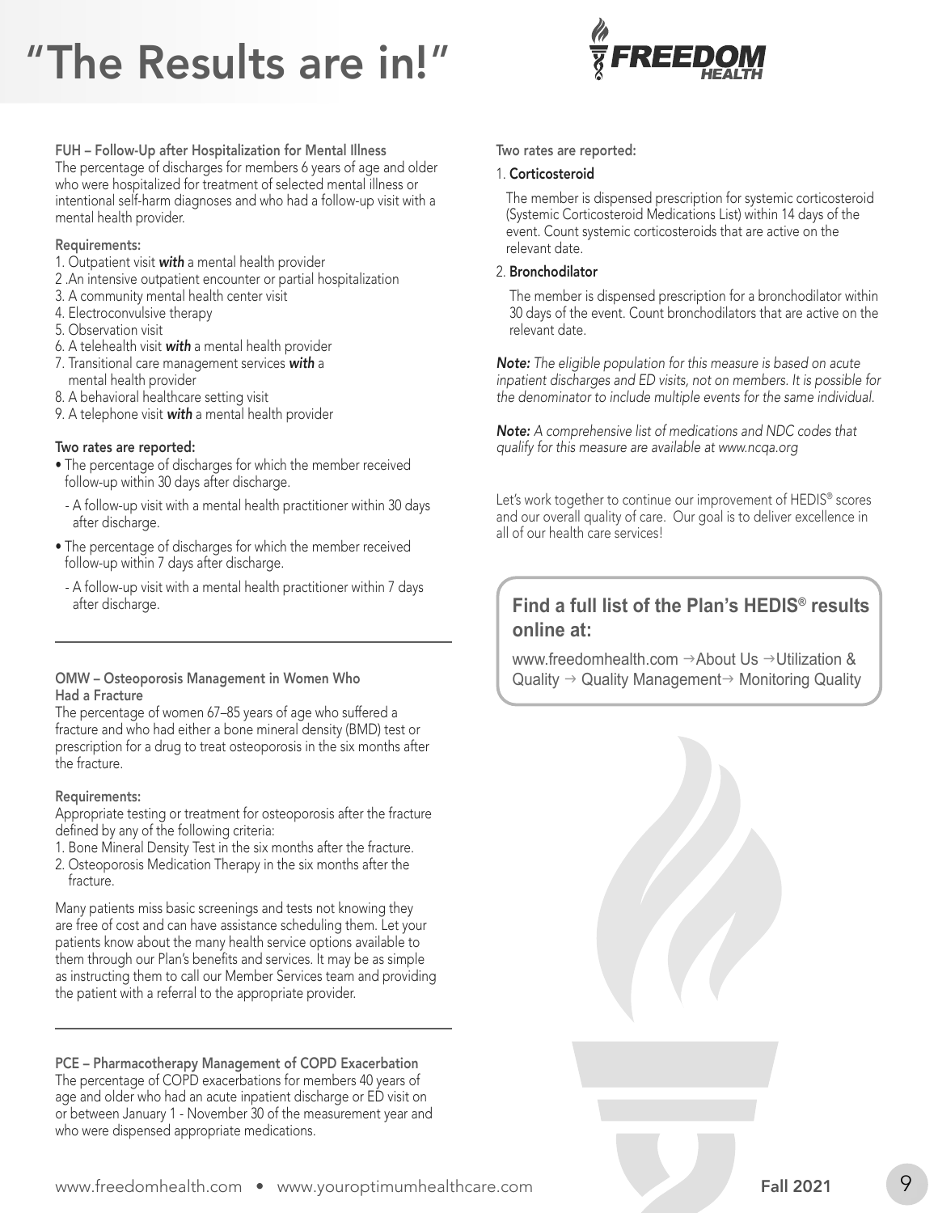# "The Results are in!"

### FUH – Follow-Up after Hospitalization for Mental Illness

The percentage of discharges for members 6 years of age and older who were hospitalized for treatment of selected mental illness or intentional self-harm diagnoses and who had a follow-up visit with a mental health provider.

**Requirements:**

1. Outpatient visit ***with*** a mental health provider
2. An intensive outpatient encounter or partial hospitalization
3. A community mental health center visit
4. Electroconvulsive therapy
5. Observation visit
6. A telehealth visit ***with*** a mental health provider
7. Transitional care management services ***with*** a mental health provider
8. A behavioral healthcare setting visit
9. A telephone visit ***with*** a mental health provider

**Two rates are reported:**

- The percentage of discharges for which the member received follow-up within 30 days after discharge.
  - A follow-up visit with a mental health practitioner within 30 days after discharge.
- The percentage of discharges for which the member received follow-up within 7 days after discharge.
  - A follow-up visit with a mental health practitioner within 7 days after discharge.

---

### OMW – Osteoporosis Management in Women Who Had a Fracture

The percentage of women 67–85 years of age who suffered a fracture and who had either a bone mineral density (BMD) test or prescription for a drug to treat osteoporosis in the six months after the fracture.

**Requirements:**

Appropriate testing or treatment for osteoporosis after the fracture defined by any of the following criteria:

1. Bone Mineral Density Test in the six months after the fracture.
2. Osteoporosis Medication Therapy in the six months after the fracture.

Many patients miss basic screenings and tests not knowing they are free of cost and can have assistance scheduling them. Let your patients know about the many health service options available to them through our Plan's benefits and services. It may be as simple as instructing them to call our Member Services team and providing the patient with a referral to the appropriate provider.

---

### PCE – Pharmacotherapy Management of COPD Exacerbation

The percentage of COPD exacerbations for members 40 years of age and older who had an acute inpatient discharge or ED visit on or between January 1 - November 30 of the measurement year and who were dispensed appropriate medications.

**Two rates are reported:**

1. **Corticosteroid**

   The member is dispensed prescription for systemic corticosteroid (Systemic Corticosteroid Medications List) within 14 days of the event. Count systemic corticosteroids that are active on the relevant date.

2. **Bronchodilator**

   The member is dispensed prescription for a bronchodilator within 30 days of the event. Count bronchodilators that are active on the relevant date.

***Note:*** *The eligible population for this measure is based on acute inpatient discharges and ED visits, not on members. It is possible for the denominator to include multiple events for the same individual.*

***Note:*** *A comprehensive list of medications and NDC codes that qualify for this measure are available at www.ncqa.org*

Let's work together to continue our improvement of HEDIS® scores and our overall quality of care. Our goal is to deliver excellence in all of our health care services!

**Find a full list of the Plan's HEDIS® results online at:**

www.freedomhealth.com → About Us → Utilization & Quality → Quality Management → Monitoring Quality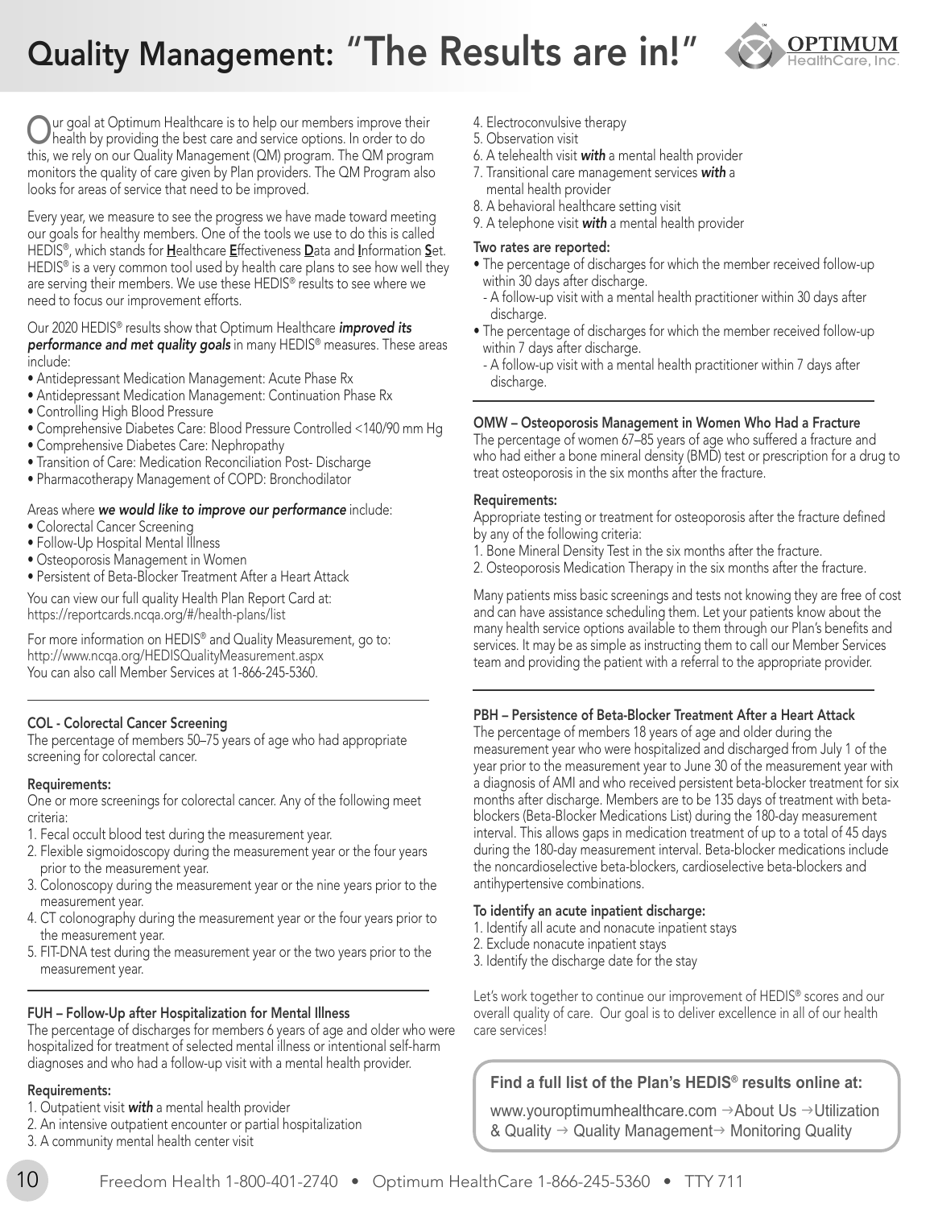# Quality Management: "The Results are in!"

Our goal at Optimum Healthcare is to help our members improve their health by providing the best care and service options. In order to do this, we rely on our Quality Management (QM) program. The QM program monitors the quality of care given by Plan providers. The QM Program also looks for areas of service that need to be improved.

Every year, we measure to see the progress we have made toward meeting our goals for healthy members. One of the tools we use to do this is called HEDIS®, which stands for **H**ealthcare **E**ffectiveness **D**ata and **I**nformation **S**et. HEDIS® is a very common tool used by health care plans to see how well they are serving their members. We use these HEDIS® results to see where we need to focus our improvement efforts.

Our 2020 HEDIS® results show that Optimum Healthcare ***improved its performance and met quality goals*** in many HEDIS® measures. These areas include:

- Antidepressant Medication Management: Acute Phase Rx
- Antidepressant Medication Management: Continuation Phase Rx
- Controlling High Blood Pressure
- Comprehensive Diabetes Care: Blood Pressure Controlled <140/90 mm Hg
- Comprehensive Diabetes Care: Nephropathy
- Transition of Care: Medication Reconciliation Post- Discharge
- Pharmacotherapy Management of COPD: Bronchodilator

Areas where ***we would like to improve our performance*** include:

- Colorectal Cancer Screening
- Follow-Up Hospital Mental Illness
- Osteoporosis Management in Women
- Persistent of Beta-Blocker Treatment After a Heart Attack

You can view our full quality Health Plan Report Card at:
https://reportcards.ncqa.org/#/health-plans/list

For more information on HEDIS® and Quality Measurement, go to:
http://www.ncqa.org/HEDISQualityMeasurement.aspx
You can also call Member Services at 1-866-245-5360.

---

### COL - Colorectal Cancer Screening

The percentage of members 50–75 years of age who had appropriate screening for colorectal cancer.

**Requirements:**
One or more screenings for colorectal cancer. Any of the following meet criteria:

1. Fecal occult blood test during the measurement year.
2. Flexible sigmoidoscopy during the measurement year or the four years prior to the measurement year.
3. Colonoscopy during the measurement year or the nine years prior to the measurement year.
4. CT colonography during the measurement year or the four years prior to the measurement year.
5. FIT-DNA test during the measurement year or the two years prior to the measurement year.

---

### FUH – Follow-Up after Hospitalization for Mental Illness

The percentage of discharges for members 6 years of age and older who were hospitalized for treatment of selected mental illness or intentional self-harm diagnoses and who had a follow-up visit with a mental health provider.

**Requirements:**

1. Outpatient visit ***with*** a mental health provider
2. An intensive outpatient encounter or partial hospitalization
3. A community mental health center visit
4. Electroconvulsive therapy
5. Observation visit
6. A telehealth visit ***with*** a mental health provider
7. Transitional care management services ***with*** a mental health provider
8. A behavioral healthcare setting visit
9. A telephone visit ***with*** a mental health provider

**Two rates are reported:**

- The percentage of discharges for which the member received follow-up within 30 days after discharge.
  - A follow-up visit with a mental health practitioner within 30 days after discharge.
- The percentage of discharges for which the member received follow-up within 7 days after discharge.
  - A follow-up visit with a mental health practitioner within 7 days after discharge.

---

### OMW – Osteoporosis Management in Women Who Had a Fracture

The percentage of women 67–85 years of age who suffered a fracture and who had either a bone mineral density (BMD) test or prescription for a drug to treat osteoporosis in the six months after the fracture.

**Requirements:**
Appropriate testing or treatment for osteoporosis after the fracture defined by any of the following criteria:

1. Bone Mineral Density Test in the six months after the fracture.
2. Osteoporosis Medication Therapy in the six months after the fracture.

Many patients miss basic screenings and tests not knowing they are free of cost and can have assistance scheduling them. Let your patients know about the many health service options available to them through our Plan's benefits and services. It may be as simple as instructing them to call our Member Services team and providing the patient with a referral to the appropriate provider.

---

### PBH – Persistence of Beta-Blocker Treatment After a Heart Attack

The percentage of members 18 years of age and older during the measurement year who were hospitalized and discharged from July 1 of the year prior to the measurement year to June 30 of the measurement year with a diagnosis of AMI and who received persistent beta-blocker treatment for six months after discharge. Members are to be 135 days of treatment with beta-blockers (Beta-Blocker Medications List) during the 180-day measurement interval. This allows gaps in medication treatment of up to a total of 45 days during the 180-day measurement interval. Beta-blocker medications include the noncardioselective beta-blockers, cardioselective beta-blockers and antihypertensive combinations.

**To identify an acute inpatient discharge:**

1. Identify all acute and nonacute inpatient stays
2. Exclude nonacute inpatient stays
3. Identify the discharge date for the stay

Let's work together to continue our improvement of HEDIS® scores and our overall quality of care. Our goal is to deliver excellence in all of our health care services!

**Find a full list of the Plan's HEDIS® results online at:**

www.youroptimumhealthcare.com → About Us → Utilization & Quality → Quality Management → Monitoring Quality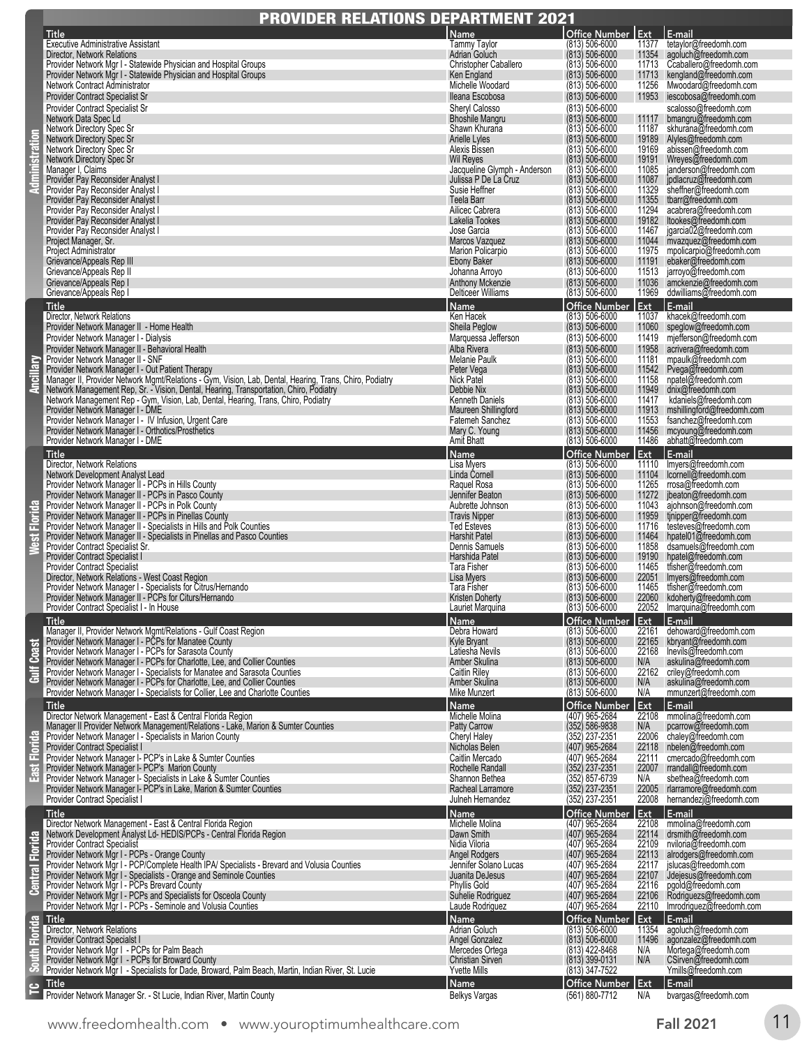# PROVIDER RELATIONS DEPARTMENT 2021

## Administration

| Title | Name | Office Number | Ext | E-mail |
|---|---|---|---|---|
| Executive Administrative Assistant | Tammy Taylor | (813) 506-6000 | 11377 | tetaylor@freedomh.com |
| Director, Network Relations | Adrian Goluch | (813) 506-6000 | 11354 | agoluch@freedomh.com |
| Provider Network Mgr I - Statewide Physician and Hospital Groups | Christopher Caballero | (813) 506-6000 | 11713 | Ccaballero@freedomh.com |
| Provider Network Mgr I - Statewide Physician and Hospital Groups | Ken England | (813) 506-6000 | 11713 | kengland@freedomh.com |
| Network Contract Administrator | Michelle Woodard | (813) 506-6000 | 11256 | Mwoodard@freedomh.com |
| Provider Contract Specialist Sr | Ileana Escobosa | (813) 506-6000 | 11953 | iescobosa@freedomh.com |
| Provider Contract Specialist Sr | Sheryl Calosso | (813) 506-6000 | | scalosso@freedomh.com |
| Network Data Spec Ld | Bhoshile Mangru | (813) 506-6000 | 11117 | bmangru@freedomh.com |
| Network Directory Spec Sr | Shawn Khurana | (813) 506-6000 | 11187 | skhurana@freedomh.com |
| Network Directory Spec Sr | Arielle Lyles | (813) 506-6000 | 19189 | Alyles@freedomh.com |
| Network Directory Spec Sr | Alexis Bissen | (813) 506-6000 | 19169 | abissen@freedomh.com |
| Network Directory Spec Sr | Wil Reyes | (813) 506-6000 | 19191 | Wreyes@freedomh.com |
| Manager I, Claims | Jacqueline Glymph - Anderson | (813) 506-6000 | 11085 | janderson@freedomh.com |
| Provider Pay Reconsider Analyst I | Julissa P De La Cruz | (813) 506-6000 | 11087 | jpdlacruz@freedomh.com |
| Provider Pay Reconsider Analyst I | Susie Heffner | (813) 506-6000 | 11329 | sheffner@freedomh.com |
| Provider Pay Reconsider Analyst I | Teela Barr | (813) 506-6000 | 11355 | tbarr@freedomh.com |
| Provider Pay Reconsider Analyst I | Ailicec Cabrera | (813) 506-6000 | 11294 | acabrera@freedomh.com |
| Provider Pay Reconsider Analyst I | Lakelia Tookes | (813) 506-6000 | 19182 | ltookes@freedomh.com |
| Provider Pay Reconsider Analyst I | Jose Garcia | (813) 506-6000 | 11467 | jgarcia02@freedomh.com |
| Project Manager, Sr. | Marcos Vazquez | (813) 506-6000 | 11044 | mvazquez@freedomh.com |
| Project Administrator | Marion Policarpio | (813) 506-6000 | 11975 | mpolicarpio@freedomh.com |
| Grievance/Appeals Rep III | Ebony Baker | (813) 506-6000 | 11191 | ebaker@freedomh.com |
| Grievance/Appeals Rep II | Johanna Arroyo | (813) 506-6000 | 11513 | jarroyo@freedomh.com |
| Grievance/Appeals Rep I | Anthony Mckenzie | (813) 506-6000 | 11036 | amckenzie@freedomh.com |
| Grievance/Appeals Rep I | Delticeer Williams | (813) 506-6000 | 11969 | ddwilliams@freedomh.com |

## Ancillary

| Title | Name | Office Number | Ext | E-mail |
|---|---|---|---|---|
| Director, Network Relations | Ken Hacek | (813) 506-6000 | 11037 | khacek@freedomh.com |
| Provider Network Manager II - Home Health | Sheila Peglow | (813) 506-6000 | 11060 | speglow@freedomh.com |
| Provider Network Manager I - Dialysis | Marquessa Jefferson | (813) 506-6000 | 11419 | mjefferson@freedomh.com |
| Provider Network Manager II - Behavioral Health | Alba Rivera | (813) 506-6000 | 11958 | acrivera@freedomh.com |
| Provider Network Manager II - SNF | Melanie Paulk | (813) 506-6000 | 11181 | mpaulk@freedomh.com |
| Provider Network Manager I - Out Patient Therapy | Peter Vega | (813) 506-6000 | 11542 | Pvega@freedomh.com |
| Manager II, Provider Network Mgmt/Relations - Gym, Vision, Lab, Dental, Hearing, Trans, Chiro, Podiatry | Nick Patel | (813) 506-6000 | 11158 | npatel@freedomh.com |
| Network Management Rep, Sr. - Vision, Dental, Hearing, Transportation, Chiro, Podiatry | Debbie Nix | (813) 506-6000 | 11949 | dnix@freedomh.com |
| Network Management Rep - Gym, Vision, Lab, Dental, Hearing, Trans, Chiro, Podiatry | Kenneth Daniels | (813) 506-6000 | 11417 | kdaniels@freedomh.com |
| Provider Network Manager I - DME | Maureen Shillingford | (813) 506-6000 | 11913 | mshillingford@freedomh.com |
| Provider Network Manager I - IV Infusion, Urgent Care | Fatemeh Sanchez | (813) 506-6000 | 11553 | fsanchez@freedomh.com |
| Provider Network Manager I - Orthotics/Prosthetics | Mary C. Young | (813) 506-6000 | 11456 | mcyoung@freedomh.com |
| Provider Network Manager I - DME | Amit Bhatt | (813) 506-6000 | 11486 | abhatt@freedomh.com |

## West Florida

| Title | Name | Office Number | Ext | E-mail |
|---|---|---|---|---|
| Director, Network Relations | Lisa Myers | (813) 506-6000 | 11110 | lmyers@freedomh.com |
| Network Development Analyst Lead | Linda Cornell | (813) 506-6000 | 11104 | lcornell@freedomh.com |
| Provider Network Manager II - PCPs in Hills County | Raquel Rosa | (813) 506-6000 | 11265 | rrosa@freedomh.com |
| Provider Network Manager II - PCPs in Pasco County | Jennifer Beaton | (813) 506-6000 | 11272 | jbeaton@freedomh.com |
| Provider Network Manager II - PCPs in Polk County | Aubrette Johnson | (813) 506-6000 | 11043 | ajohnson@freedomh.com |
| Provider Network Manager II - PCPs in Pinellas County | Travis Nipper | (813) 506-6000 | 11959 | tjnipper@freedomh.com |
| Provider Network Manager II - Specialists in Hills and Polk Counties | Ted Esteves | (813) 506-6000 | 11716 | testeves@freedomh.com |
| Provider Network Manager II - Specialists in Pinellas and Pasco Counties | Harshit Patel | (813) 506-6000 | 11464 | hpatel01@freedomh.com |
| Provider Contract Specialist Sr. | Dennis Samuels | (813) 506-6000 | 11858 | dsamuels@freedomh.com |
| Provider Contract Specialist I | Harshida Patel | (813) 506-6000 | 19190 | hpatel@freedomh.com |
| Provider Contract Specialist | Tara Fisher | (813) 506-6000 | 11465 | tfisher@freedomh.com |
| Director, Network Relations - West Coast Region | Lisa Myers | (813) 506-6000 | 22051 | lmyers@freedomh.com |
| Provider Network Manager I - Specialists for Citrus/Hernando | Tara Fisher | (813) 506-6000 | 11465 | tfisher@freedomh.com |
| Provider Network Manager II - PCPs for Citurs/Hernando | Kristen Doherty | (813) 506-6000 | 22060 | kdoherty@freedomh.com |
| Provider Contract Specialist I - In House | Lauriet Marquina | (813) 506-6000 | 22052 | lmarquina@freedomh.com |

## Gulf Coast

| Title | Name | Office Number | Ext | E-mail |
|---|---|---|---|---|
| Manager II, Provider Network Mgmt/Relations - Gulf Coast Region | Debra Howard | (813) 506-6000 | 22161 | dehoward@freedomh.com |
| Provider Network Manager I - PCPs for Manatee County | Kyle Bryant | (813) 506-6000 | 22165 | kbryant@freedomh.com |
| Provider Network Manager I - PCPs for Sarasota County | Latiesha Nevils | (813) 506-6000 | 22168 | lnevils@freedomh.com |
| Provider Network Manager I - PCPs for Charlotte, Lee, and Collier Counties | Amber Skulina | (813) 506-6000 | N/A | askulina@freedomh.com |
| Provider Network Manager I - Specialists for Manatee and Sarasota Counties | Caitlin Riley | (813) 506-6000 | 22162 | criley@freedomh.com |
| Provider Network Manager I - PCPs for Charlotte, Lee, and Collier Counties | Amber Skulina | (813) 506-6000 | N/A | askulina@freedomh.com |
| Provider Network Manager I - Specialists for Collier, Lee and Charlotte Counties | Mike Munzert | (813) 506-6000 | N/A | mmunzert@freedomh.com |

## East Florida

| Title | Name | Office Number | Ext | E-mail |
|---|---|---|---|---|
| Director Network Management - East & Central Florida Region | Michelle Molina | (407) 965-2684 | 22108 | mmolina@freedomh.com |
| Manager II Provider Network Management/Relations - Lake, Marion & Sumter Counties | Patty Carrow | (352) 586-9838 | N/A | pcarrow@freedomh.com |
| Provider Network Manager I - Specialists in Marion County | Cheryl Haley | (352) 237-2351 | 22006 | chaley@freedomh.com |
| Provider Contract Specialist I | Nicholas Belen | (407) 965-2684 | 22118 | nbelen@freedomh.com |
| Provider Network Manager I- PCP's in Lake & Sumter Counties | Caitlin Mercado | (407) 965-2684 | 22111 | cmercado@freedomh.com |
| Provider Network Manager I- PCP's Marion County | Rochelle Randall | (352) 237-2351 | 22007 | rrandall@freedomh.com |
| Provider Network Manager I- Specialists in Lake & Sumter Counties | Shannon Bethea | (352) 857-6739 | N/A | sbethea@freedomh.com |
| Provider Network Manager I- PCP's in Lake, Marion & Sumter Counties | Racheal Larramore | (352) 237-2351 | 22005 | rlarramore@freedomh.com |
| Provider Contract Specialist I | Julneh Hernandez | (352) 237-2351 | 22008 | hernandezj@freedomh.com |

## Central Florida

| Title | Name | Office Number | Ext | E-mail |
|---|---|---|---|---|
| Director Network Management - East & Central Florida Region | Michelle Molina | (407) 965-2684 | 22108 | mmolina@freedomh.com |
| Network Development Analyst Ld- HEDIS/PCPs - Central Florida Region | Dawn Smith | (407) 965-2684 | 22114 | drsmith@freedomh.com |
| Provider Contract Specialist | Nidia Viloria | (407) 965-2684 | 22109 | nviloria@freedomh.com |
| Provider Network Mgr I - PCPs - Orange County | Angel Rodgers | (407) 965-2684 | 22113 | alrodgers@freedomh.com |
| Provider Network Mgr I - PCP/Complete Health IPA/ Specialists - Brevard and Volusia Counties | Jennifer Solano Lucas | (407) 965-2684 | 22117 | jslucas@freedomh.com |
| Provider Network Mgr I - Specialists - Orange and Seminole Counties | Juanita DeJesus | (407) 965-2684 | 22107 | Jdejesus@freedomh.com |
| Provider Network Mgr I - PCPs Brevard County | Phyllis Gold | (407) 965-2684 | 22116 | pgold@freedomh.com |
| Provider Network Mgr I - PCPs and Specialists for Osceola County | Suhelie Rodriguez | (407) 965-2684 | 22106 | Rodriguezs@freedomh.com |
| Provider Network Mgr I - PCPs - Seminole and Volusia Counties | Laude Rodriguez | (407) 965-2684 | 22110 | lmrodriguez@freedomh.com |

## South Florida

| Title | Name | Office Number | Ext | E-mail |
|---|---|---|---|---|
| Director, Network Relations | Adrian Goluch | (813) 506-6000 | 11354 | agoluch@freedomh.com |
| Provider Contract Specialist I | Angel Gonzalez | (813) 506-6000 | 11496 | agonzalez@freedomh.com |
| Provider Network Mgr I - PCPs for Palm Beach | Mercedes Ortega | (813) 422-8468 | N/A | Mortega@freedomh.com |
| Provider Network Mgr I - PCPs for Broward County | Christian Sirven | (813) 399-0131 | N/A | CSirven@freedomh.com |
| Provider Network Mgr I - Specialists for Dade, Broward, Palm Beach, Martin, Indian River, St. Lucie | Yvette Mills | (813) 347-7522 | | Ymills@freedomh.com |

## TC

| Title | Name | Office Number | Ext | E-mail |
|---|---|---|---|---|
| Provider Network Manager Sr. - St Lucie, Indian River, Martin County | Belkys Vargas | (561) 880-7712 | N/A | bvargas@freedomh.com |

www.freedomhealth.com • www.youroptimumhealthcare.com

Fall 2021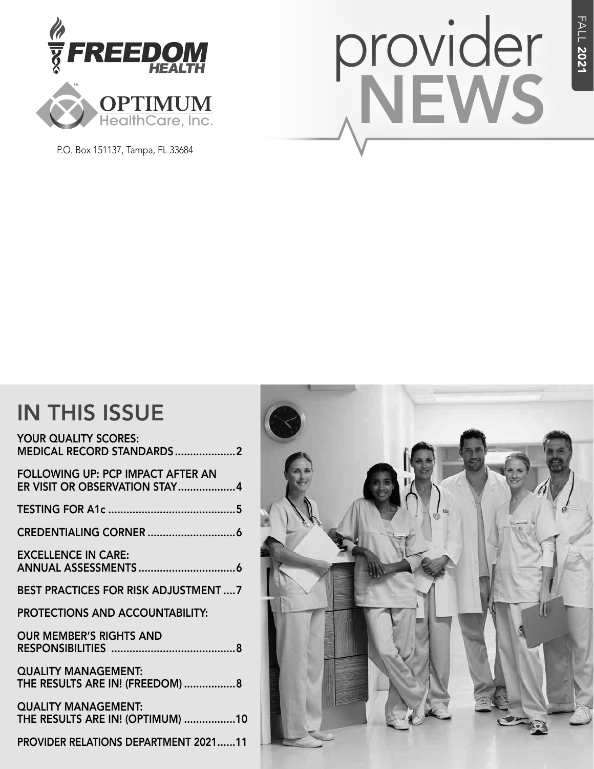# FREEDOM HEALTH

# OPTIMUM HealthCare, Inc.

P.O. Box 151137, Tampa, FL 33684

# provider NEWS

FALL 2021

## IN THIS ISSUE

YOUR QUALITY SCORES: MEDICAL RECORD STANDARDS....................2

FOLLOWING UP: PCP IMPACT AFTER AN ER VISIT OR OBSERVATION STAY...................4

TESTING FOR A1c ..........................................5

CREDENTIALING CORNER .............................6

EXCELLENCE IN CARE: ANNUAL ASSESSMENTS................................6

BEST PRACTICES FOR RISK ADJUSTMENT ....7

PROTECTIONS AND ACCOUNTABILITY:

OUR MEMBER'S RIGHTS AND RESPONSIBILITIES .........................................8

QUALITY MANAGEMENT: THE RESULTS ARE IN! (FREEDOM) .................8

QUALITY MANAGEMENT: THE RESULTS ARE IN! (OPTIMUM) .................10

PROVIDER RELATIONS DEPARTMENT 2021......11